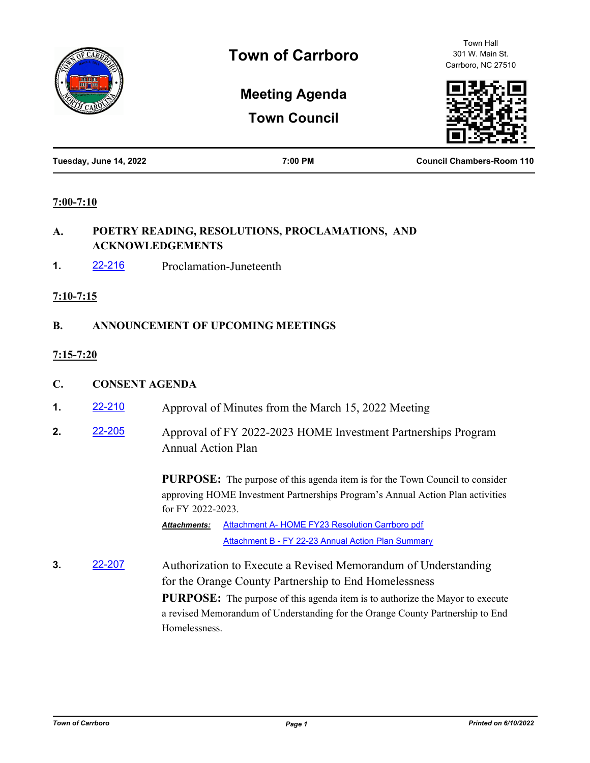# Town of Carrboro

Town Hall
301 W. Main St.
Carrboro, NC 27510

## Meeting Agenda

## Town Council

**Tuesday, June 14, 2022** | **7:00 PM** | **Council Chambers-Room 110**

**7:00-7:10**

**A. POETRY READING, RESOLUTIONS, PROCLAMATIONS, AND ACKNOWLEDGEMENTS**

**1.** 22-216 Proclamation-Juneteenth

**7:10-7:15**

**B. ANNOUNCEMENT OF UPCOMING MEETINGS**

**7:15-7:20**

**C. CONSENT AGENDA**

**1.** 22-210 Approval of Minutes from the March 15, 2022 Meeting

**2.** 22-205 Approval of FY 2022-2023 HOME Investment Partnerships Program Annual Action Plan

**PURPOSE:** The purpose of this agenda item is for the Town Council to consider approving HOME Investment Partnerships Program's Annual Action Plan activities for FY 2022-2023.

***Attachments:*** Attachment A- HOME FY23 Resolution Carrboro pdf
Attachment B - FY 22-23 Annual Action Plan Summary

**3.** 22-207 Authorization to Execute a Revised Memorandum of Understanding for the Orange County Partnership to End Homelessness

**PURPOSE:** The purpose of this agenda item is to authorize the Mayor to execute a revised Memorandum of Understanding for the Orange County Partnership to End Homelessness.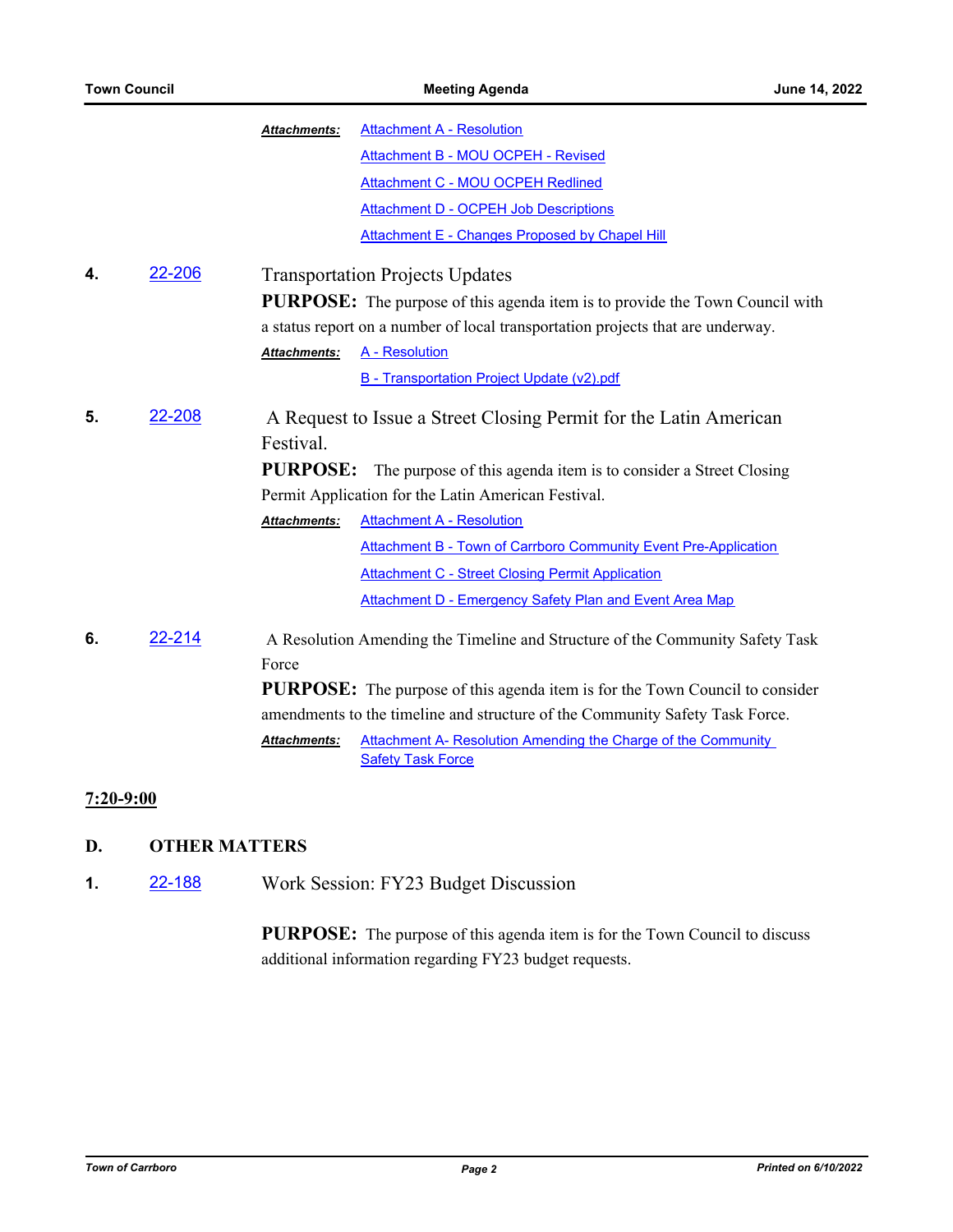**Attachments:** Attachment A - Resolution
Attachment B - MOU OCPEH - Revised
Attachment C - MOU OCPEH Redlined
Attachment D - OCPEH Job Descriptions
Attachment E - Changes Proposed by Chapel Hill

**4.** 22-206 Transportation Projects Updates

**PURPOSE:** The purpose of this agenda item is to provide the Town Council with a status report on a number of local transportation projects that are underway.

**Attachments:** A - Resolution
B - Transportation Project Update (v2).pdf

**5.** 22-208 A Request to Issue a Street Closing Permit for the Latin American Festival.

**PURPOSE:** The purpose of this agenda item is to consider a Street Closing Permit Application for the Latin American Festival.

**Attachments:** Attachment A - Resolution
Attachment B - Town of Carrboro Community Event Pre-Application
Attachment C - Street Closing Permit Application
Attachment D - Emergency Safety Plan and Event Area Map

**6.** 22-214 A Resolution Amending the Timeline and Structure of the Community Safety Task Force

**PURPOSE:** The purpose of this agenda item is for the Town Council to consider amendments to the timeline and structure of the Community Safety Task Force.

**Attachments:** Attachment A- Resolution Amending the Charge of the Community Safety Task Force

**7:20-9:00**

## D. OTHER MATTERS

**1.** 22-188 Work Session: FY23 Budget Discussion

**PURPOSE:** The purpose of this agenda item is for the Town Council to discuss additional information regarding FY23 budget requests.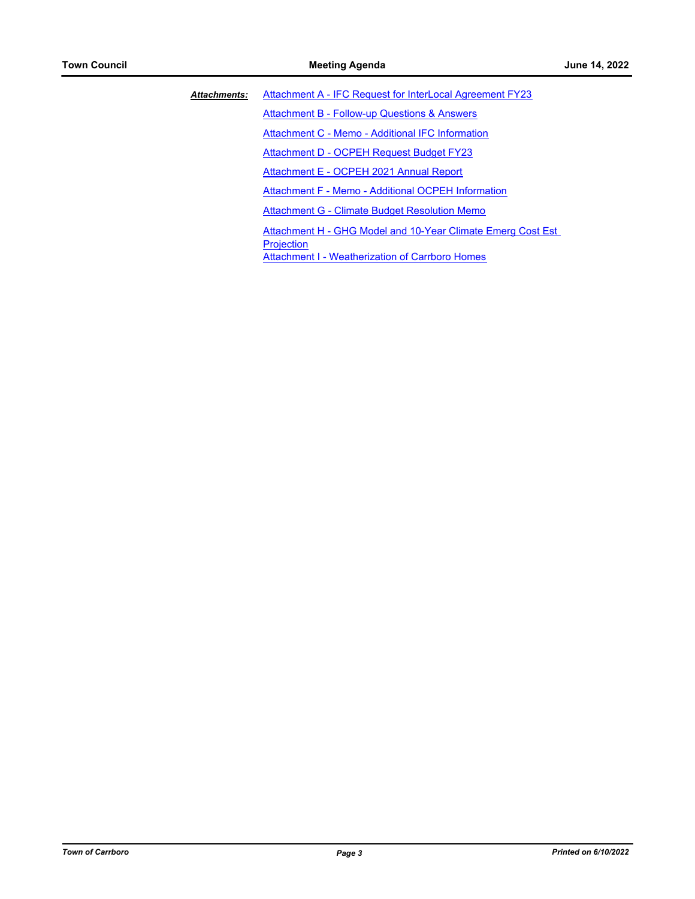***Attachments:***

Attachment A - IFC Request for InterLocal Agreement FY23

Attachment B - Follow-up Questions & Answers

Attachment C - Memo - Additional IFC Information

Attachment D - OCPEH Request Budget FY23

Attachment E - OCPEH 2021 Annual Report

Attachment F - Memo - Additional OCPEH Information

Attachment G - Climate Budget Resolution Memo

Attachment H - GHG Model and 10-Year Climate Emerg Cost Est Projection

Attachment I - Weatherization of Carrboro Homes